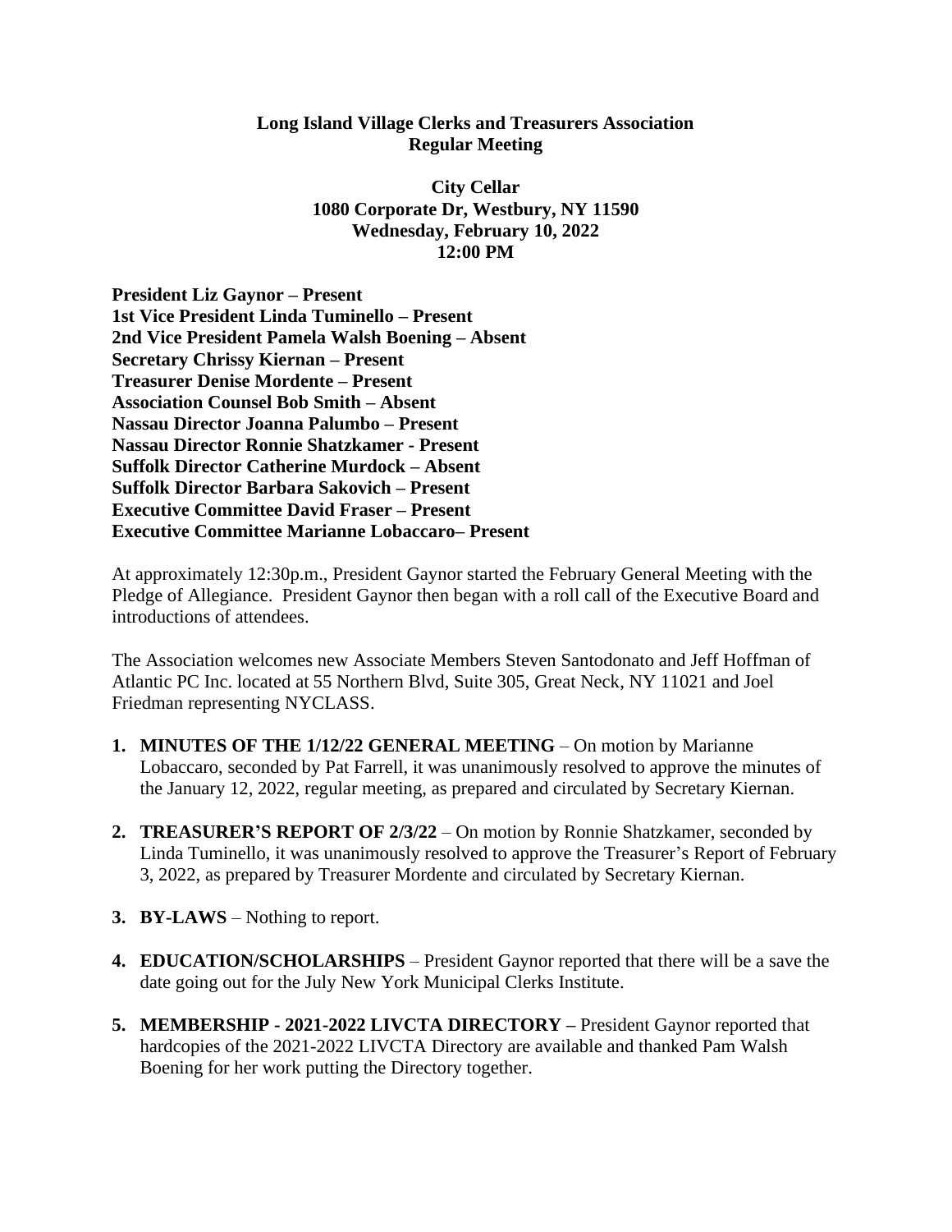**Long Island Village Clerks and Treasurers Association**
**Regular Meeting**

**City Cellar**
**1080 Corporate Dr, Westbury, NY 11590**
**Wednesday, February 10, 2022**
**12:00 PM**

**President Liz Gaynor – Present**
**1st Vice President Linda Tuminello – Present**
**2nd Vice President Pamela Walsh Boening – Absent**
**Secretary Chrissy Kiernan – Present**
**Treasurer Denise Mordente – Present**
**Association Counsel Bob Smith – Absent**
**Nassau Director Joanna Palumbo – Present**
**Nassau Director Ronnie Shatzkamer - Present**
**Suffolk Director Catherine Murdock – Absent**
**Suffolk Director Barbara Sakovich – Present**
**Executive Committee David Fraser – Present**
**Executive Committee Marianne Lobaccaro– Present**

At approximately 12:30p.m., President Gaynor started the February General Meeting with the Pledge of Allegiance. President Gaynor then began with a roll call of the Executive Board and introductions of attendees.

The Association welcomes new Associate Members Steven Santodonato and Jeff Hoffman of Atlantic PC Inc. located at 55 Northern Blvd, Suite 305, Great Neck, NY 11021 and Joel Friedman representing NYCLASS.

1. **MINUTES OF THE 1/12/22 GENERAL MEETING** – On motion by Marianne Lobaccaro, seconded by Pat Farrell, it was unanimously resolved to approve the minutes of the January 12, 2022, regular meeting, as prepared and circulated by Secretary Kiernan.
2. **TREASURER'S REPORT OF 2/3/22** – On motion by Ronnie Shatzkamer, seconded by Linda Tuminello, it was unanimously resolved to approve the Treasurer's Report of February 3, 2022, as prepared by Treasurer Mordente and circulated by Secretary Kiernan.
3. **BY-LAWS** – Nothing to report.
4. **EDUCATION/SCHOLARSHIPS** – President Gaynor reported that there will be a save the date going out for the July New York Municipal Clerks Institute.
5. **MEMBERSHIP - 2021-2022 LIVCTA DIRECTORY** – President Gaynor reported that hardcopies of the 2021-2022 LIVCTA Directory are available and thanked Pam Walsh Boening for her work putting the Directory together.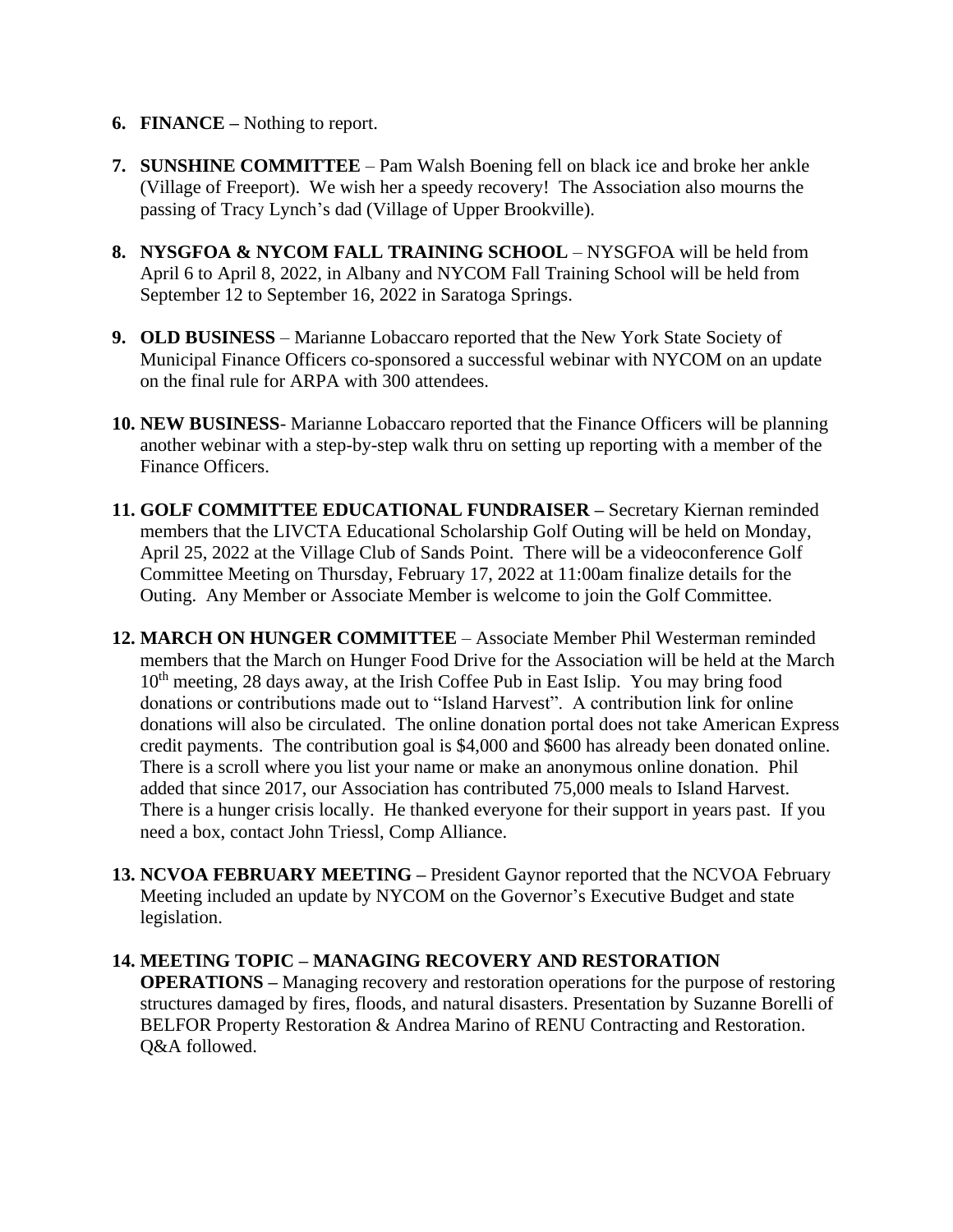6. **FINANCE –** Nothing to report.

7. **SUNSHINE COMMITTEE** – Pam Walsh Boening fell on black ice and broke her ankle (Village of Freeport). We wish her a speedy recovery! The Association also mourns the passing of Tracy Lynch's dad (Village of Upper Brookville).

8. **NYSGFOA & NYCOM FALL TRAINING SCHOOL** – NYSGFOA will be held from April 6 to April 8, 2022, in Albany and NYCOM Fall Training School will be held from September 12 to September 16, 2022 in Saratoga Springs.

9. **OLD BUSINESS** – Marianne Lobaccaro reported that the New York State Society of Municipal Finance Officers co-sponsored a successful webinar with NYCOM on an update on the final rule for ARPA with 300 attendees.

10. **NEW BUSINESS**- Marianne Lobaccaro reported that the Finance Officers will be planning another webinar with a step-by-step walk thru on setting up reporting with a member of the Finance Officers.

11. **GOLF COMMITTEE EDUCATIONAL FUNDRAISER –** Secretary Kiernan reminded members that the LIVCTA Educational Scholarship Golf Outing will be held on Monday, April 25, 2022 at the Village Club of Sands Point. There will be a videoconference Golf Committee Meeting on Thursday, February 17, 2022 at 11:00am finalize details for the Outing. Any Member or Associate Member is welcome to join the Golf Committee.

12. **MARCH ON HUNGER COMMITTEE** – Associate Member Phil Westerman reminded members that the March on Hunger Food Drive for the Association will be held at the March 10th meeting, 28 days away, at the Irish Coffee Pub in East Islip. You may bring food donations or contributions made out to "Island Harvest". A contribution link for online donations will also be circulated. The online donation portal does not take American Express credit payments. The contribution goal is $4,000 and $600 has already been donated online. There is a scroll where you list your name or make an anonymous online donation. Phil added that since 2017, our Association has contributed 75,000 meals to Island Harvest. There is a hunger crisis locally. He thanked everyone for their support in years past. If you need a box, contact John Triessl, Comp Alliance.

13. **NCVOA FEBRUARY MEETING –** President Gaynor reported that the NCVOA February Meeting included an update by NYCOM on the Governor's Executive Budget and state legislation.

14. **MEETING TOPIC – MANAGING RECOVERY AND RESTORATION OPERATIONS –** Managing recovery and restoration operations for the purpose of restoring structures damaged by fires, floods, and natural disasters. Presentation by Suzanne Borelli of BELFOR Property Restoration & Andrea Marino of RENU Contracting and Restoration. Q&A followed.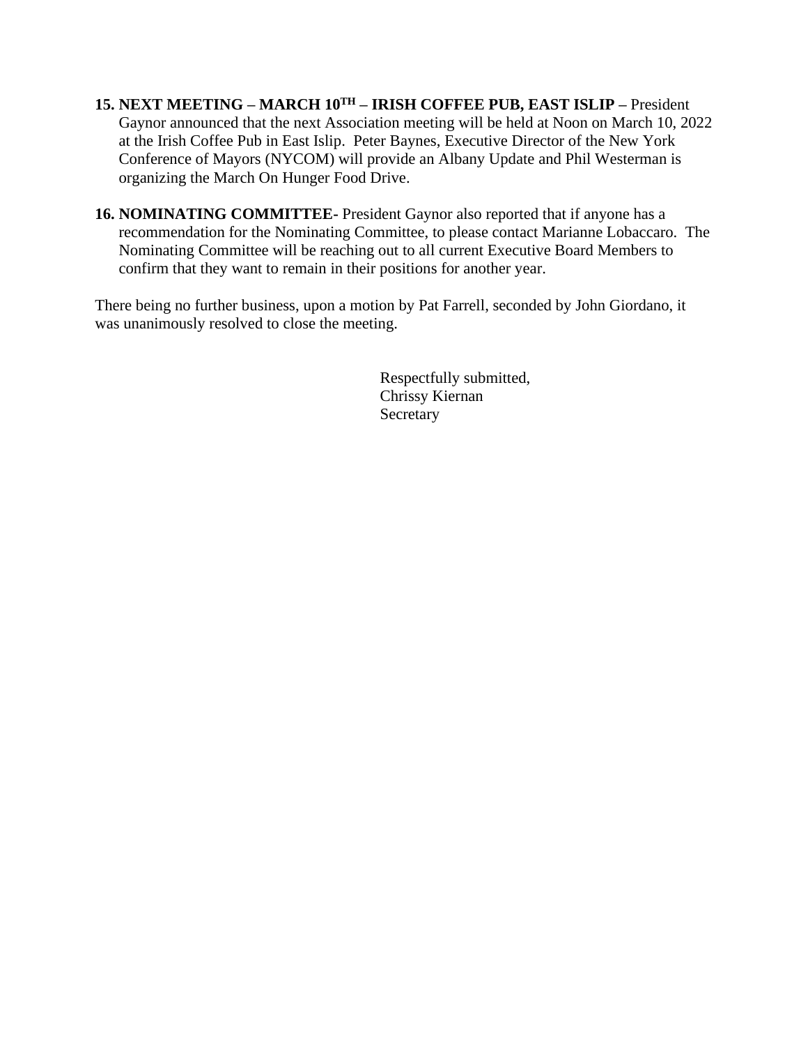15. **NEXT MEETING – MARCH 10TH – IRISH COFFEE PUB, EAST ISLIP –** President Gaynor announced that the next Association meeting will be held at Noon on March 10, 2022 at the Irish Coffee Pub in East Islip. Peter Baynes, Executive Director of the New York Conference of Mayors (NYCOM) will provide an Albany Update and Phil Westerman is organizing the March On Hunger Food Drive.

16. **NOMINATING COMMITTEE-** President Gaynor also reported that if anyone has a recommendation for the Nominating Committee, to please contact Marianne Lobaccaro. The Nominating Committee will be reaching out to all current Executive Board Members to confirm that they want to remain in their positions for another year.

There being no further business, upon a motion by Pat Farrell, seconded by John Giordano, it was unanimously resolved to close the meeting.

Respectfully submitted,
Chrissy Kiernan
Secretary